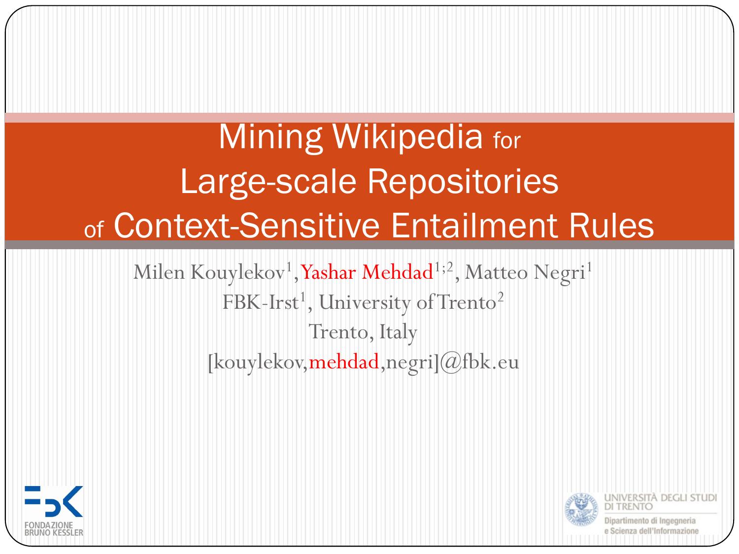# Mining Wikipedia for Large-scale Repositories of Context-Sensitive Entailment Rules

Milen Kouylekov[1], Yashar Mehdad[1;2], Matteo Negri[1]

FBK-Irst[1], University of Trento[2]

Trento, Italy

[kouylekov,mehdad,negri]@fbk.eu

FONDAZIONE BRUNO KESSLER

UNIVERSITÀ DEGLI STUDI DI TRENTO

Dipartimento di Ingegneria e Scienza dell'Informazione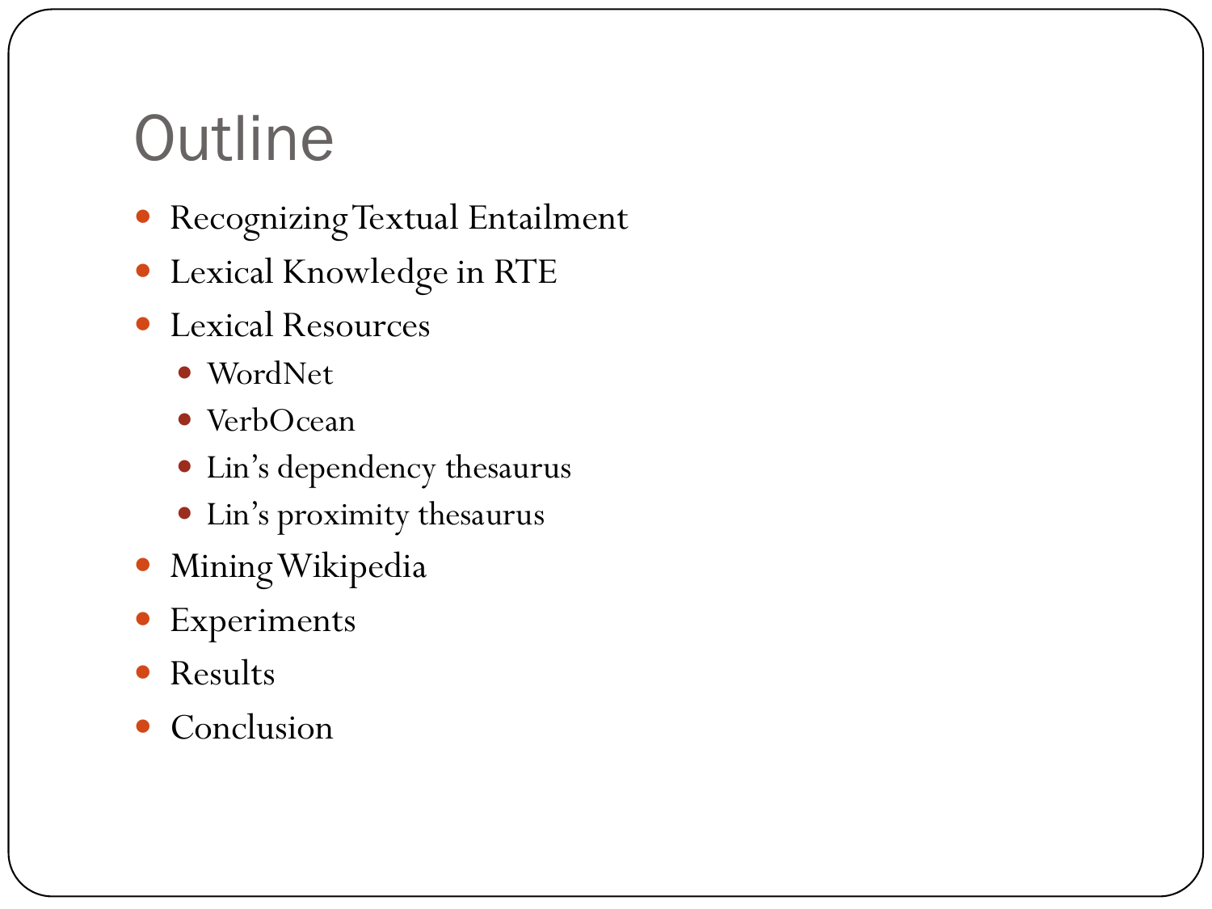# Outline

- Recognizing Textual Entailment
- Lexical Knowledge in RTE
- Lexical Resources
  - WordNet
  - VerbOcean
  - Lin's dependency thesaurus
  - Lin's proximity thesaurus
- Mining Wikipedia
- Experiments
- Results
- Conclusion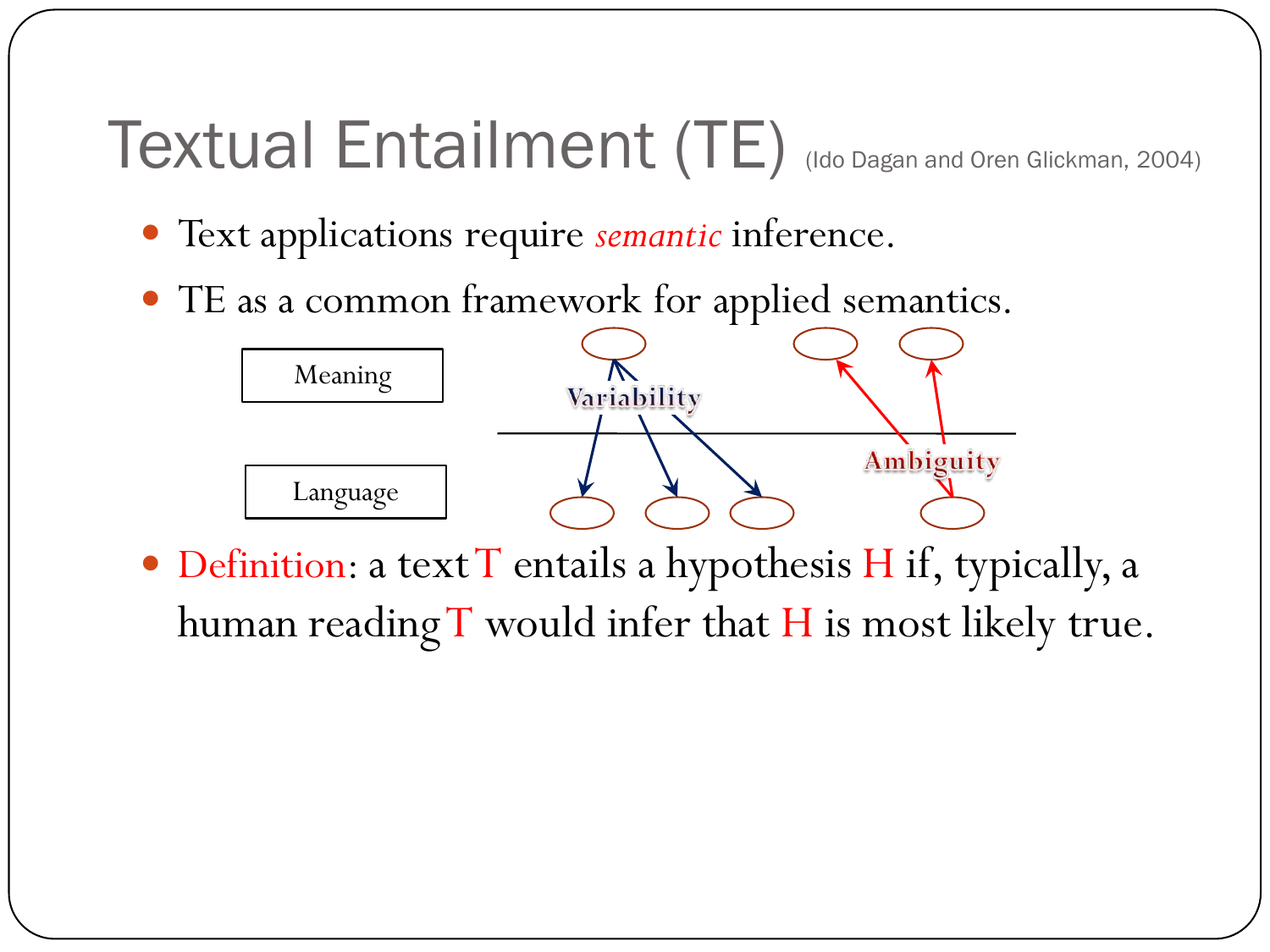# Textual Entailment (TE) (Ido Dagan and Oren Glickman, 2004)

- Text applications require *semantic* inference.
- TE as a common framework for applied semantics.

Meaning

Variability

Ambiguity

Language

- Definition: a text T entails a hypothesis H if, typically, a human reading T would infer that H is most likely true.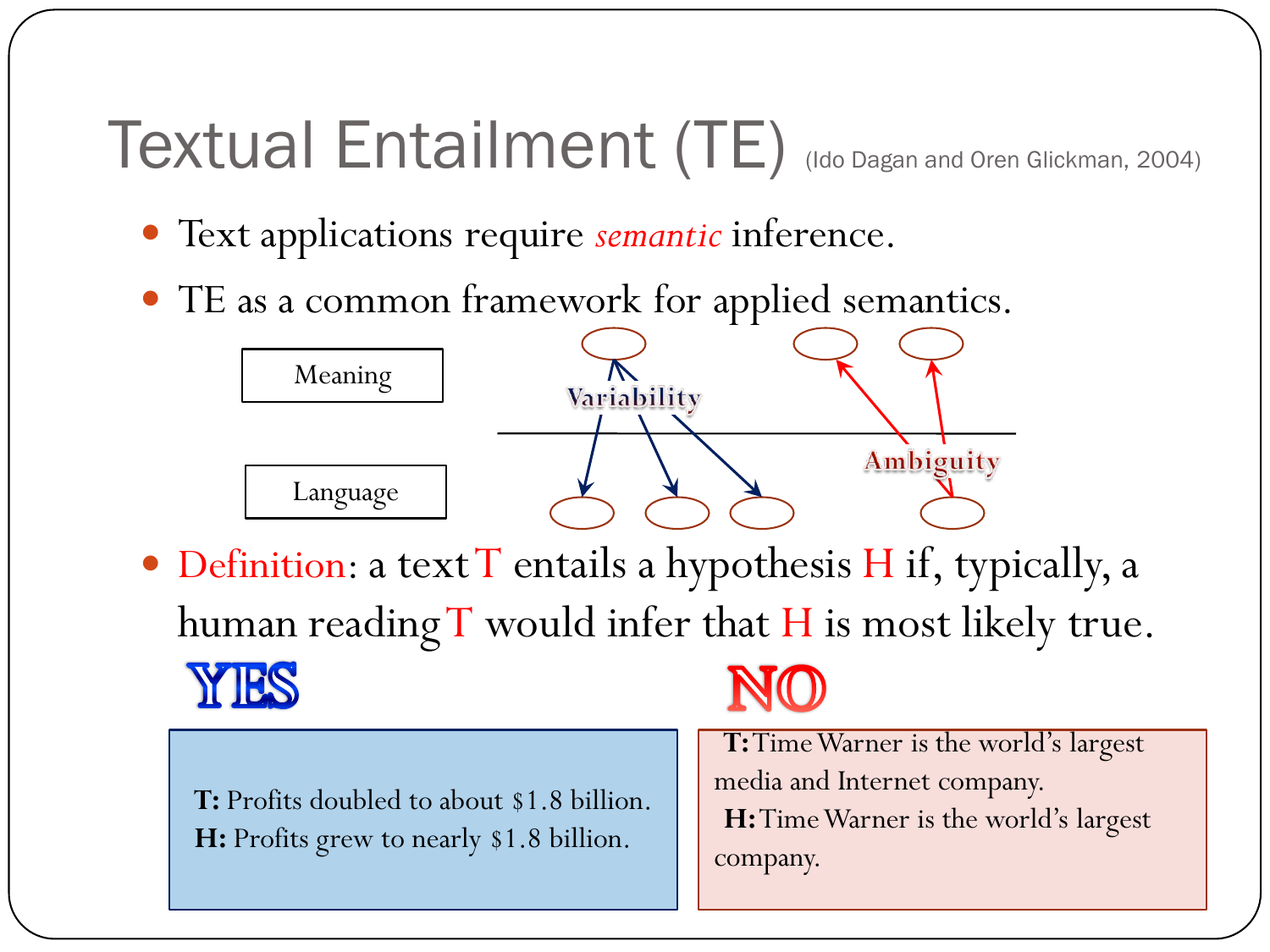# Textual Entailment (TE) (Ido Dagan and Oren Glickman, 2004)

- Text applications require *semantic* inference.
- TE as a common framework for applied semantics.

Meaning

Variability

Ambiguity

Language

- Definition: a text T entails a hypothesis H if, typically, a human reading T would infer that H is most likely true.

**YES**

**T:** Profits doubled to about $1.8 billion.
**H:** Profits grew to nearly $1.8 billion.

**NO**

**T:** Time Warner is the world's largest media and Internet company.
**H:** Time Warner is the world's largest company.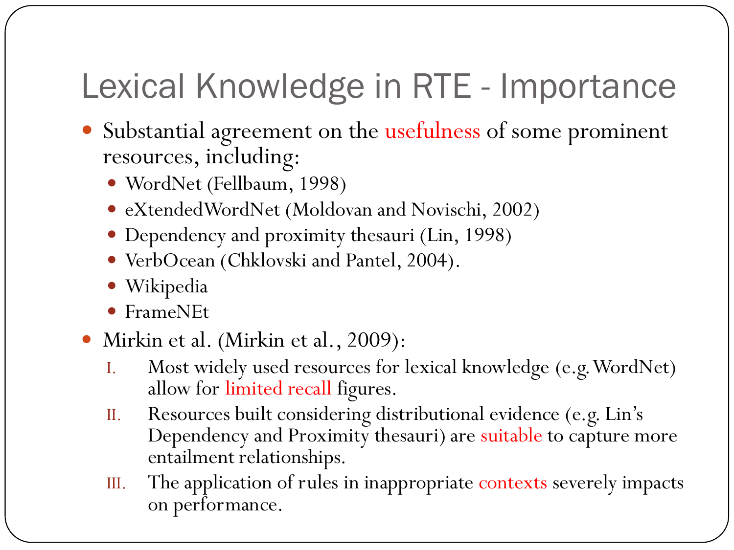# Lexical Knowledge in RTE - Importance

- Substantial agreement on the usefulness of some prominent resources, including:
  - WordNet (Fellbaum, 1998)
  - eXtendedWordNet (Moldovan and Novischi, 2002)
  - Dependency and proximity thesauri (Lin, 1998)
  - VerbOcean (Chklovski and Pantel, 2004).
  - Wikipedia
  - FrameNEt
- Mirkin et al. (Mirkin et al., 2009):
  I. Most widely used resources for lexical knowledge (e.g. WordNet) allow for limited recall figures.
  II. Resources built considering distributional evidence (e.g. Lin's Dependency and Proximity thesauri) are suitable to capture more entailment relationships.
  III. The application of rules in inappropriate contexts severely impacts on performance.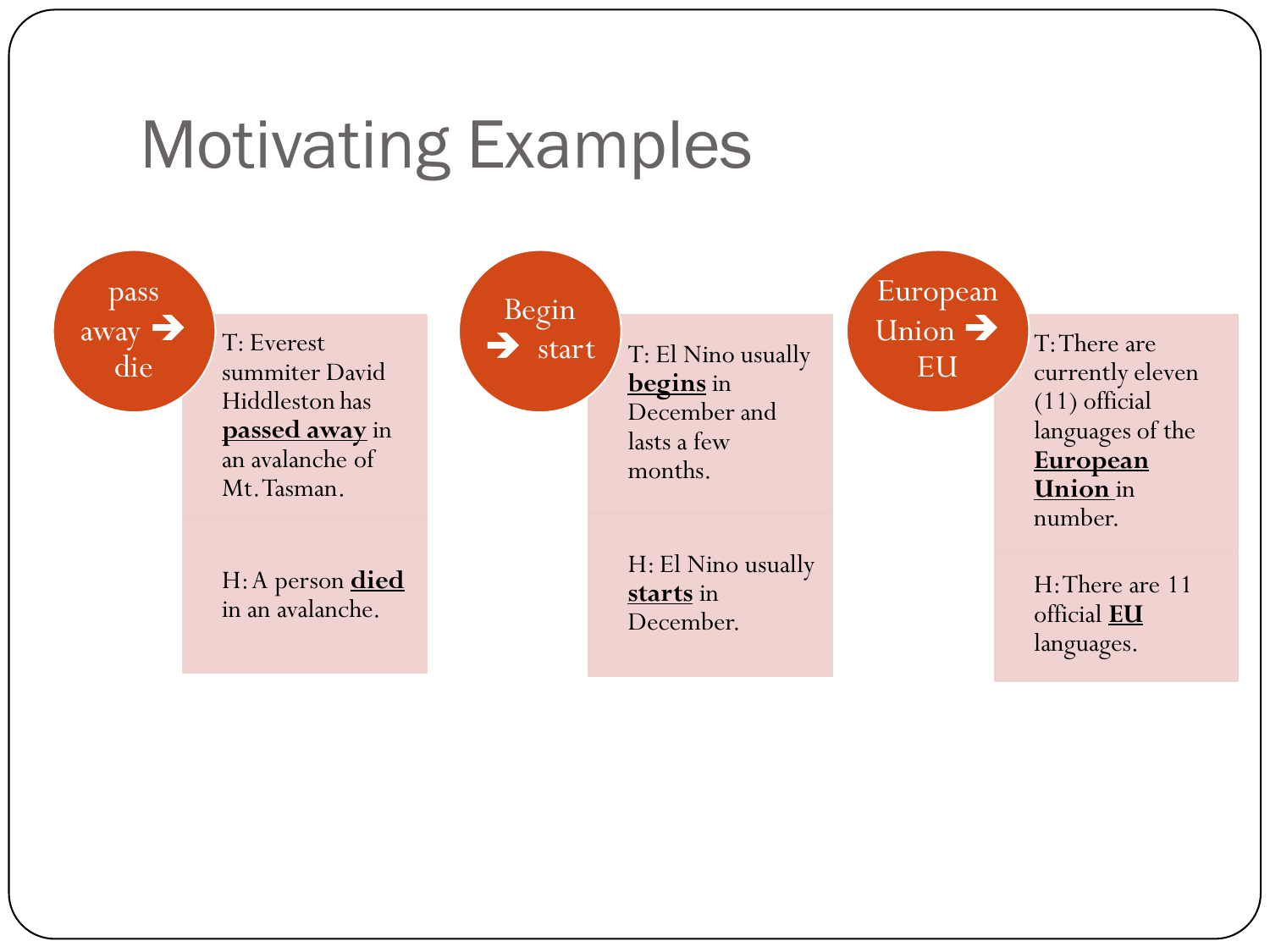# Motivating Examples

**pass away → die**

T: Everest summiter David Hiddleston has **passed away** in an avalanche of Mt. Tasman.

H: A person **died** in an avalanche.

**Begin → start**

T: El Nino usually **begins** in December and lasts a few months.

H: El Nino usually **starts** in December.

**European Union → EU**

T: There are currently eleven (11) official languages of the **European Union** in number.

H: There are 11 official **EU** languages.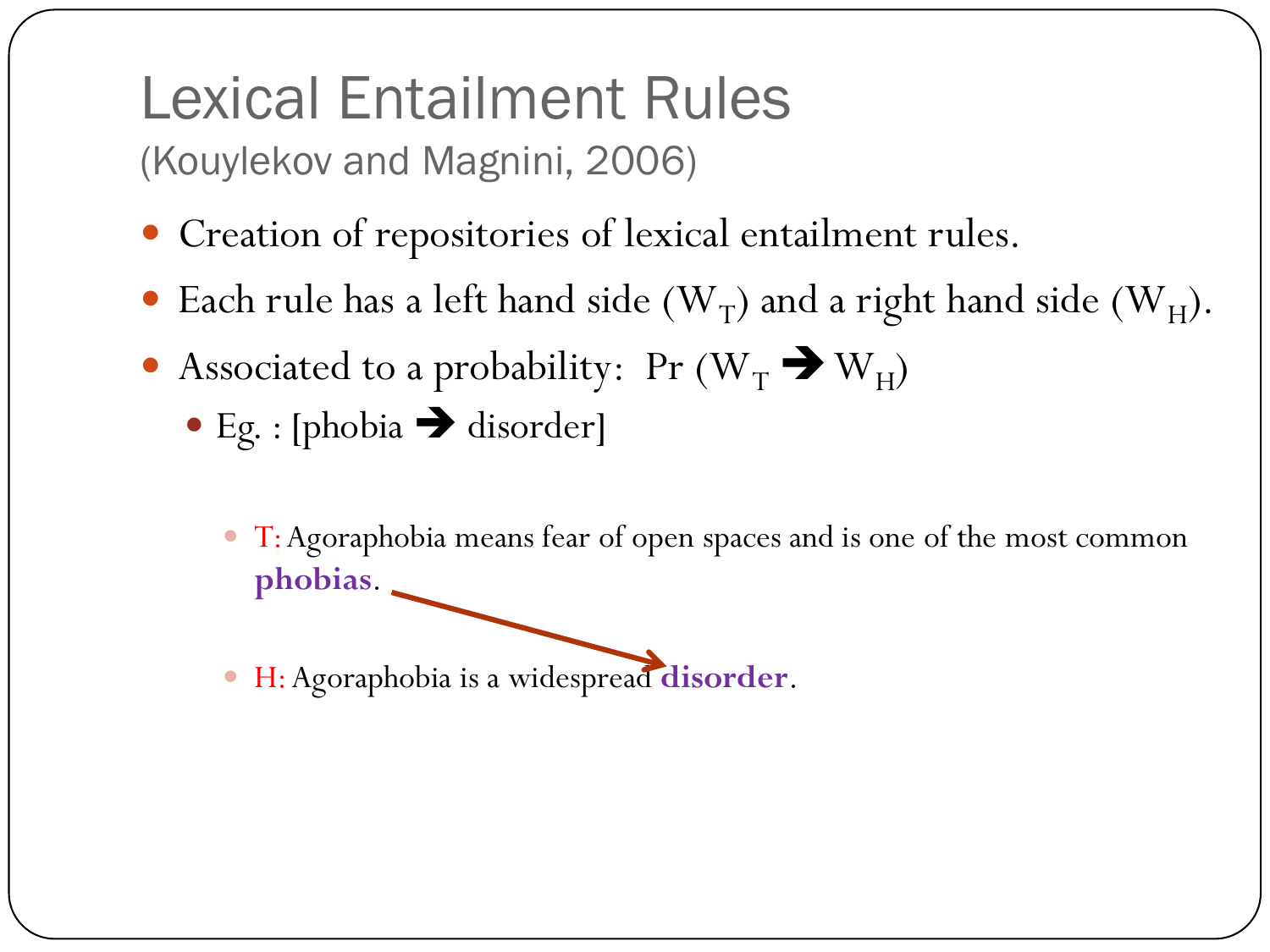# Lexical Entailment Rules

(Kouylekov and Magnini, 2006)

- Creation of repositories of lexical entailment rules.
- Each rule has a left hand side ($W_T$) and a right hand side ($W_H$).
- Associated to a probability: $Pr(W_T \rightarrow W_H)$
  - Eg. : [phobia ➔ disorder]
    - T: Agoraphobia means fear of open spaces and is one of the most common **phobias**.
    - H: Agoraphobia is a widespread **disorder**.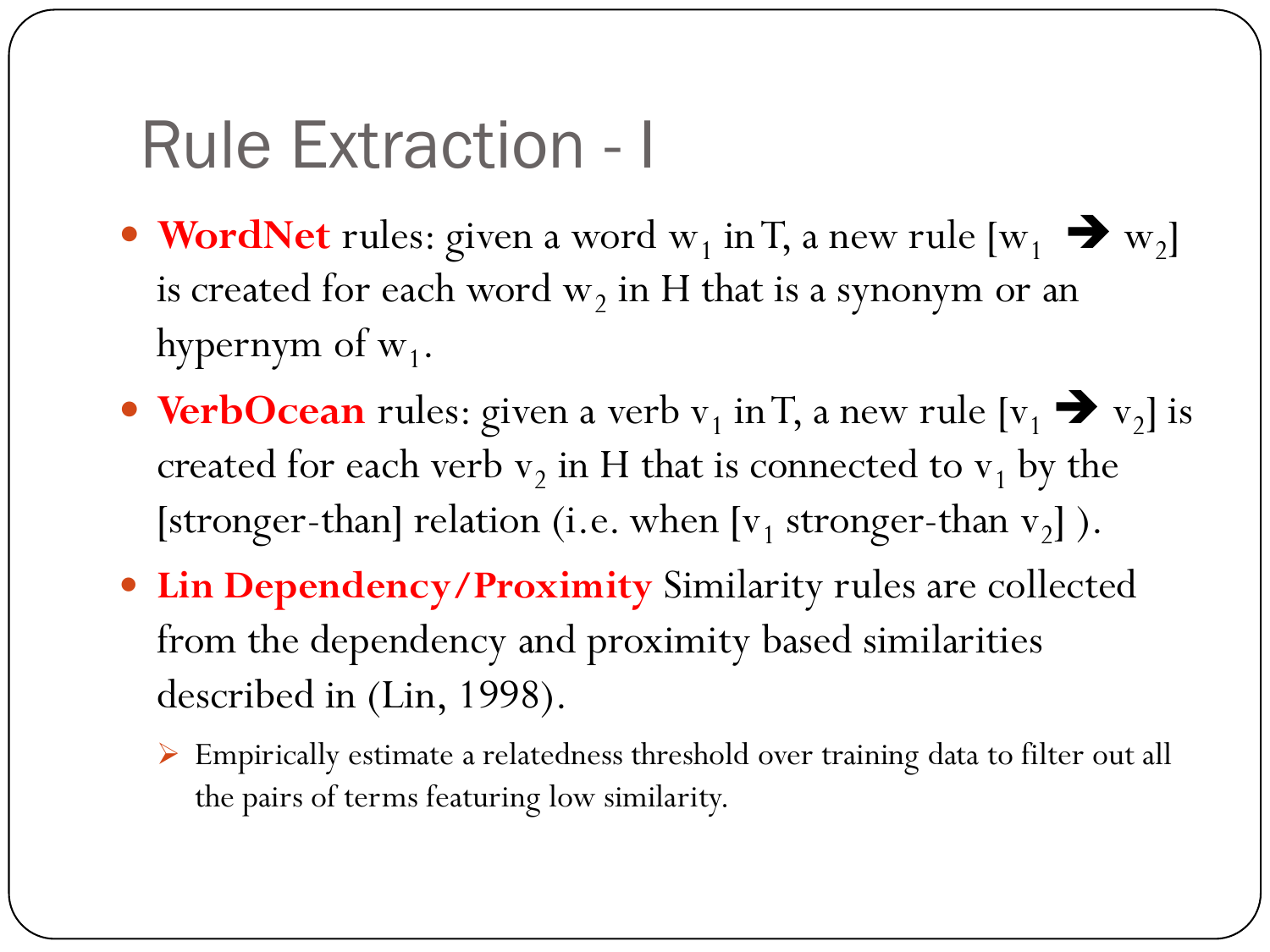# Rule Extraction - I

- **WordNet** rules: given a word $w_1$ in T, a new rule [$w_1 \rightarrow w_2$] is created for each word $w_2$ in H that is a synonym or an hypernym of $w_1$.
- **VerbOcean** rules: given a verb $v_1$ in T, a new rule [$v_1 \rightarrow v_2$] is created for each verb $v_2$ in H that is connected to $v_1$ by the [stronger-than] relation (i.e. when [$v_1$ stronger-than $v_2$] ).
- **Lin Dependency/Proximity** Similarity rules are collected from the dependency and proximity based similarities described in (Lin, 1998).
  - Empirically estimate a relatedness threshold over training data to filter out all the pairs of terms featuring low similarity.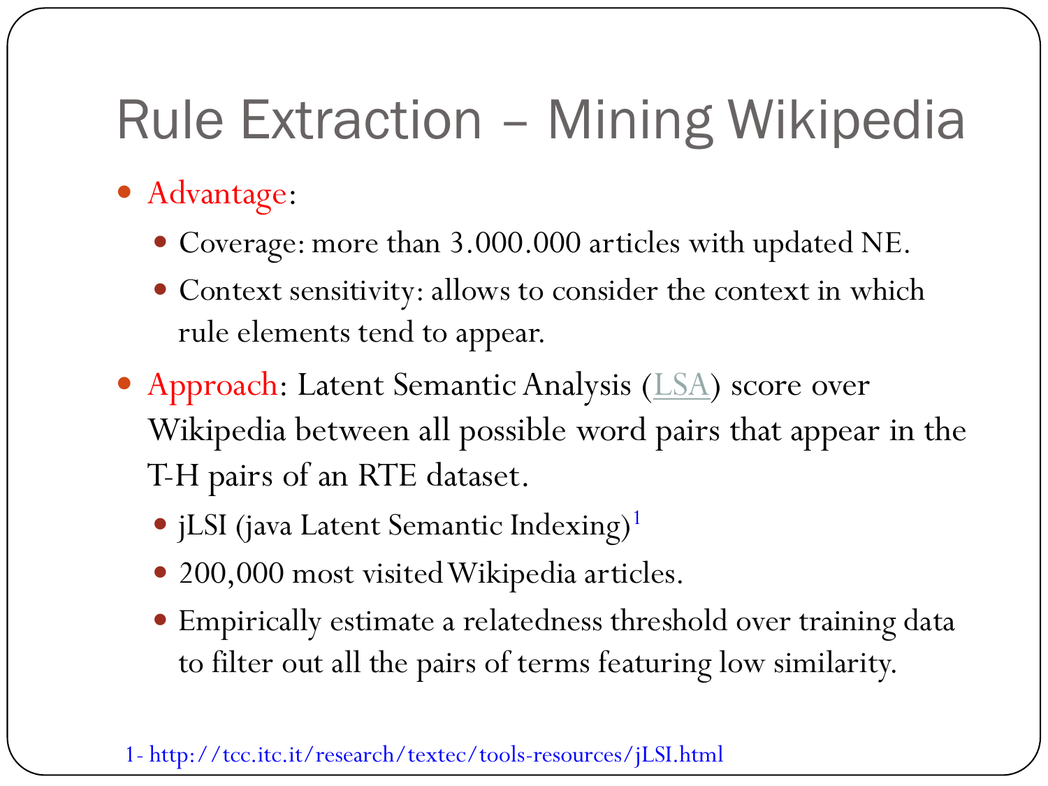# Rule Extraction – Mining Wikipedia

- Advantage:
  - Coverage: more than 3.000.000 articles with updated NE.
  - Context sensitivity: allows to consider the context in which rule elements tend to appear.
- Approach: Latent Semantic Analysis (LSA) score over Wikipedia between all possible word pairs that appear in the T-H pairs of an RTE dataset.
  - jLSI (java Latent Semantic Indexing)[1]
  - 200,000 most visited Wikipedia articles.
  - Empirically estimate a relatedness threshold over training data to filter out all the pairs of terms featuring low similarity.

1- http://tcc.itc.it/research/textec/tools-resources/jLSI.html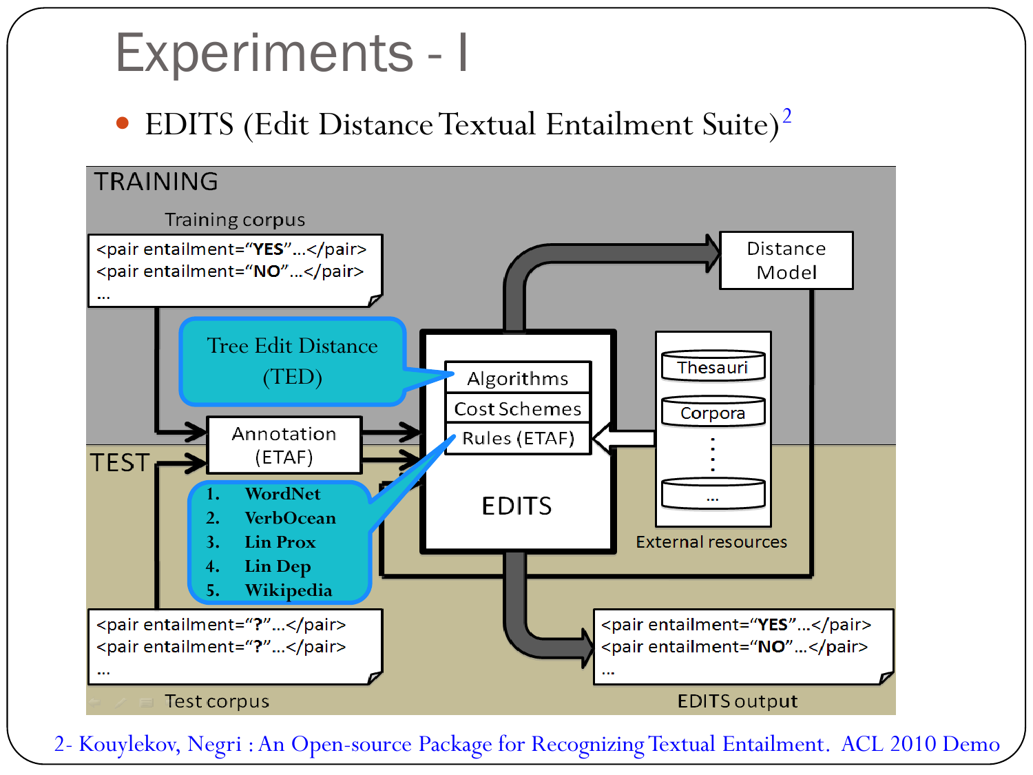# Experiments - I

- EDITS (Edit Distance Textual Entailment Suite)[2]

TRAINING

Training corpus

```
<pair entailment="YES"…</pair>
<pair entailment="NO"…</pair>
…
```

Tree Edit Distance (TED)

Annotation (ETAF)

Algorithms

Cost Schemes

Rules (ETAF)

EDITS

Distance Model

Thesauri

Corpora

…

External resources

TEST

1. WordNet
2. VerbOcean
3. Lin Prox
4. Lin Dep
5. Wikipedia

```
<pair entailment="?"…</pair>
<pair entailment="?"…</pair>
…
```

Test corpus

```
<pair entailment="YES"…</pair>
<pair entailment="NO"…</pair>
…
```

EDITS output

2- Kouylekov, Negri : An Open-source Package for Recognizing Textual Entailment. ACL 2010 Demo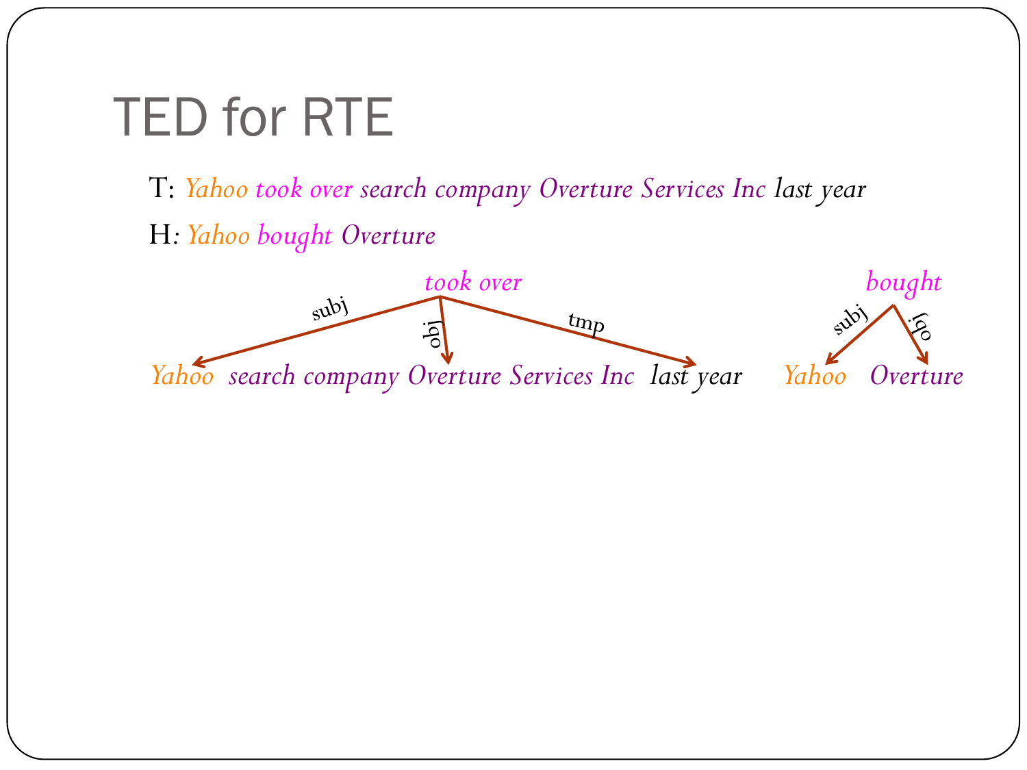# TED for RTE

T: *Yahoo took over search company Overture Services Inc last year*

H: *Yahoo bought Overture*

*took over* —subj→ *Yahoo*; —obj→ *search company Overture Services Inc*; —tmp→ *last year*

*bought* —subj→ *Yahoo*; —obj→ *Overture*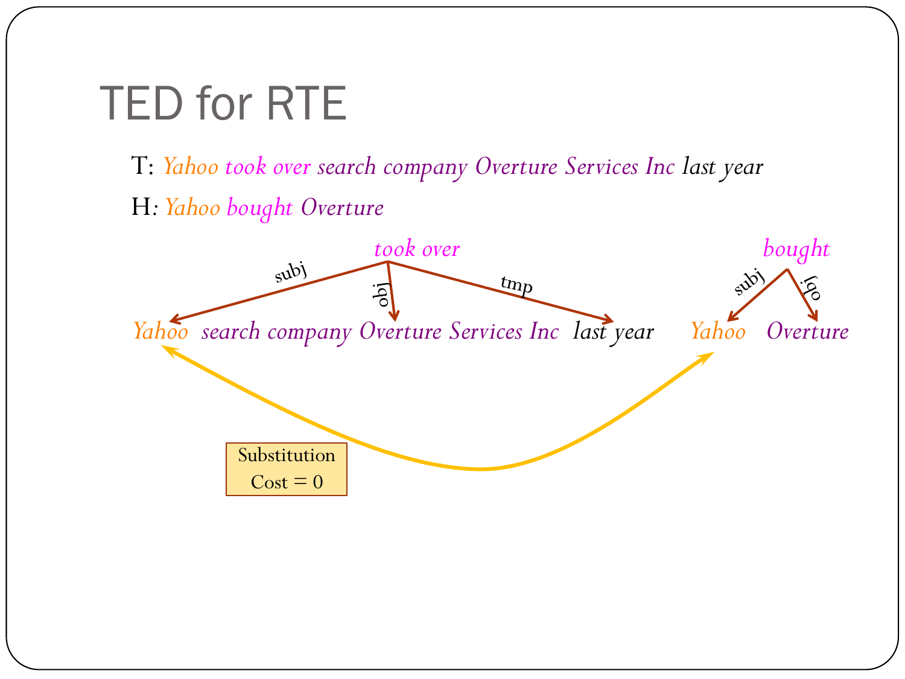# TED for RTE

T: *Yahoo took over search company Overture Services Inc last year*

H: *Yahoo bought Overture*

*took over* —subj→ *Yahoo*; —obj→ *search company Overture Services Inc*; —tmp→ *last year*

*bought* —subj→ *Yahoo*; —obj→ *Overture*

Substitution Cost = 0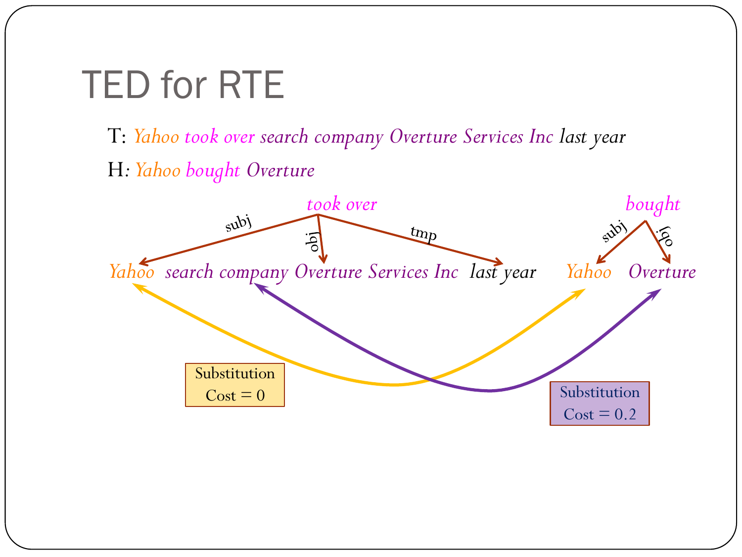# TED for RTE

T: *Yahoo took over search company Overture Services Inc last year*

H: *Yahoo bought Overture*

*took over* —subj→ *Yahoo*; —obj→ *search company Overture Services Inc*; —tmp→ *last year*

*bought* —subj→ *Yahoo*; —obj→ *Overture*

Yahoo ↔ Yahoo: Substitution Cost = 0

search company Overture Services Inc ↔ Overture: Substitution Cost = 0.2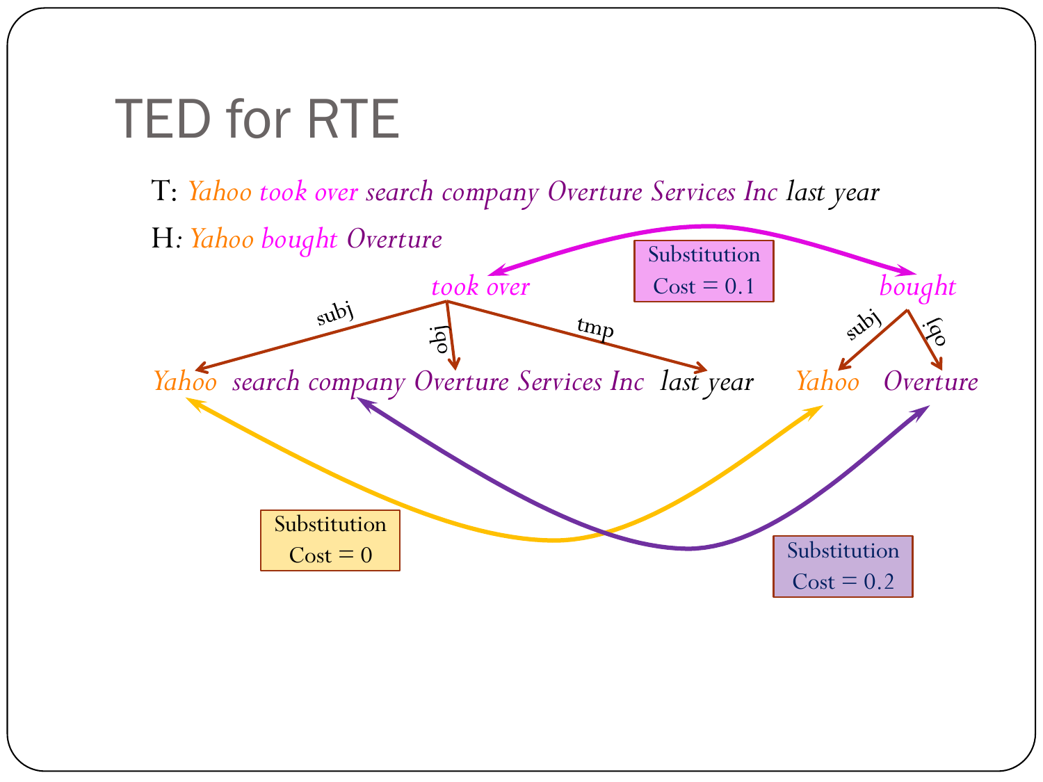# TED for RTE

T: *Yahoo took over search company Overture Services Inc last year*

H: *Yahoo bought Overture*

*took over*
- subj → *Yahoo*
- obj → *search company Overture Services Inc*
- tmp → *last year*

*bought*
- subj → *Yahoo*
- obj → *Overture*

*took over* ↔ *bought*: Substitution Cost = 0.1

*Yahoo* ↔ *Yahoo*: Substitution Cost = 0

*search company Overture Services Inc* ↔ *Overture*: Substitution Cost = 0.2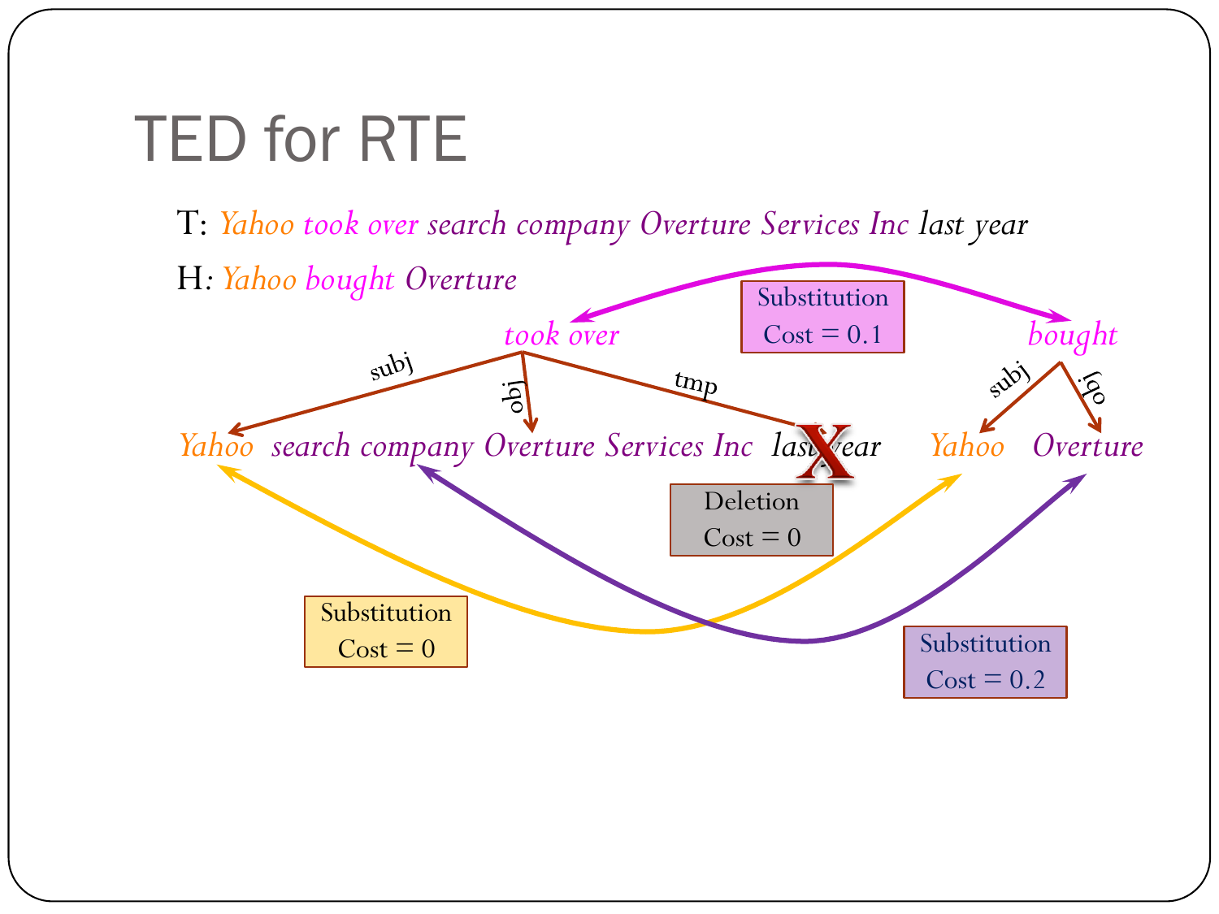# TED for RTE

T: *Yahoo took over search company Overture Services Inc last year*

H: *Yahoo bought Overture*

*took over* —subj→ *Yahoo*; —obj→ *search company Overture Services Inc*; —tmp→ *last year*

*bought* —subj→ *Yahoo*; —obj→ *Overture*

- *took over* ↔ *bought*: Substitution, Cost = 0.1
- *last year*: Deletion, Cost = 0
- *Yahoo* ↔ *Yahoo*: Substitution, Cost = 0
- *search company Overture Services Inc* ↔ *Overture*: Substitution, Cost = 0.2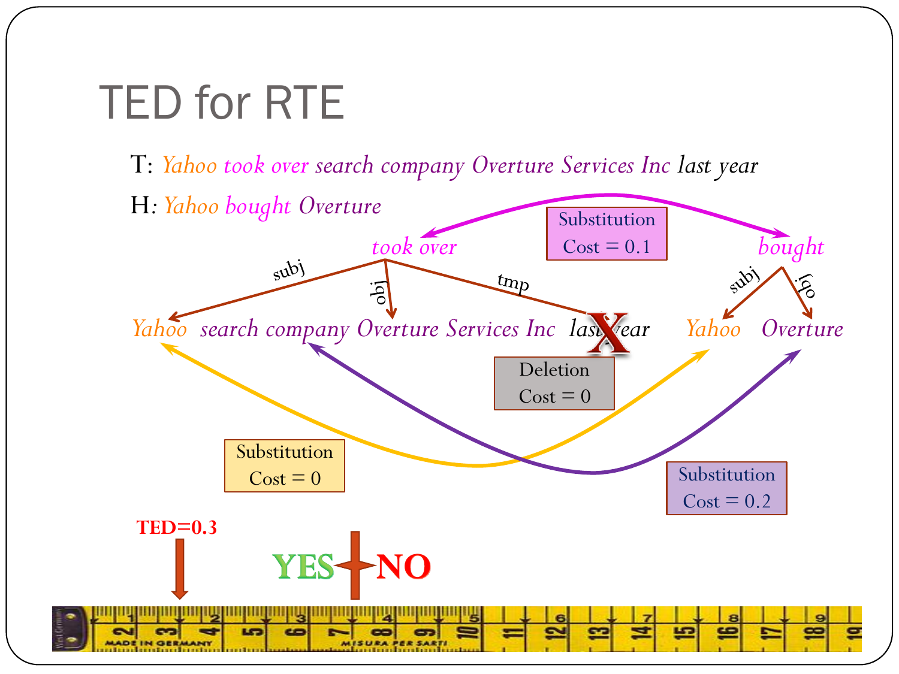# TED for RTE

T: *Yahoo took over search company Overture Services Inc last year*

H: *Yahoo bought Overture*

*took over* → subj: *Yahoo*; obj: *search company Overture Services Inc*; tmp: *last year*

*bought* → subj: *Yahoo*; obj: *Overture*

Substitution Cost = 0.1

Deletion Cost = 0

Substitution Cost = 0

Substitution Cost = 0.2

TED=0.3

YES NO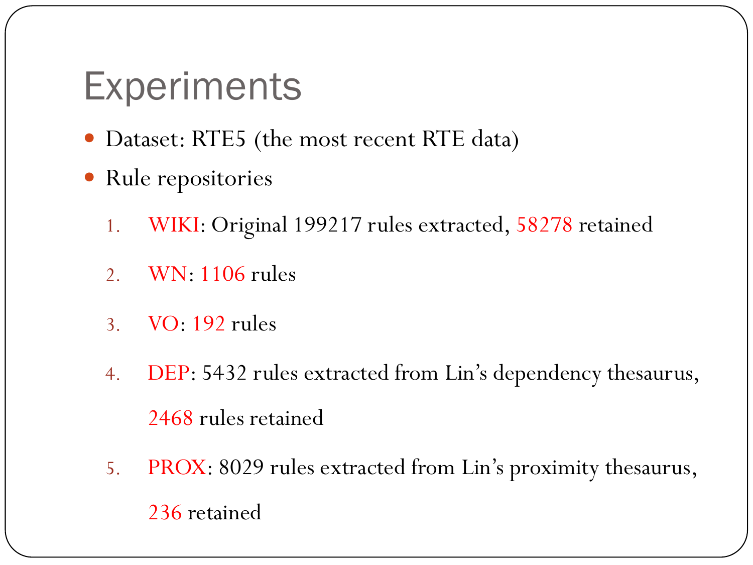# Experiments

- Dataset: RTE5 (the most recent RTE data)
- Rule repositories
  1. WIKI: Original 199217 rules extracted, 58278 retained
  2. WN: 1106 rules
  3. VO: 192 rules
  4. DEP: 5432 rules extracted from Lin's dependency thesaurus, 2468 rules retained
  5. PROX: 8029 rules extracted from Lin's proximity thesaurus, 236 retained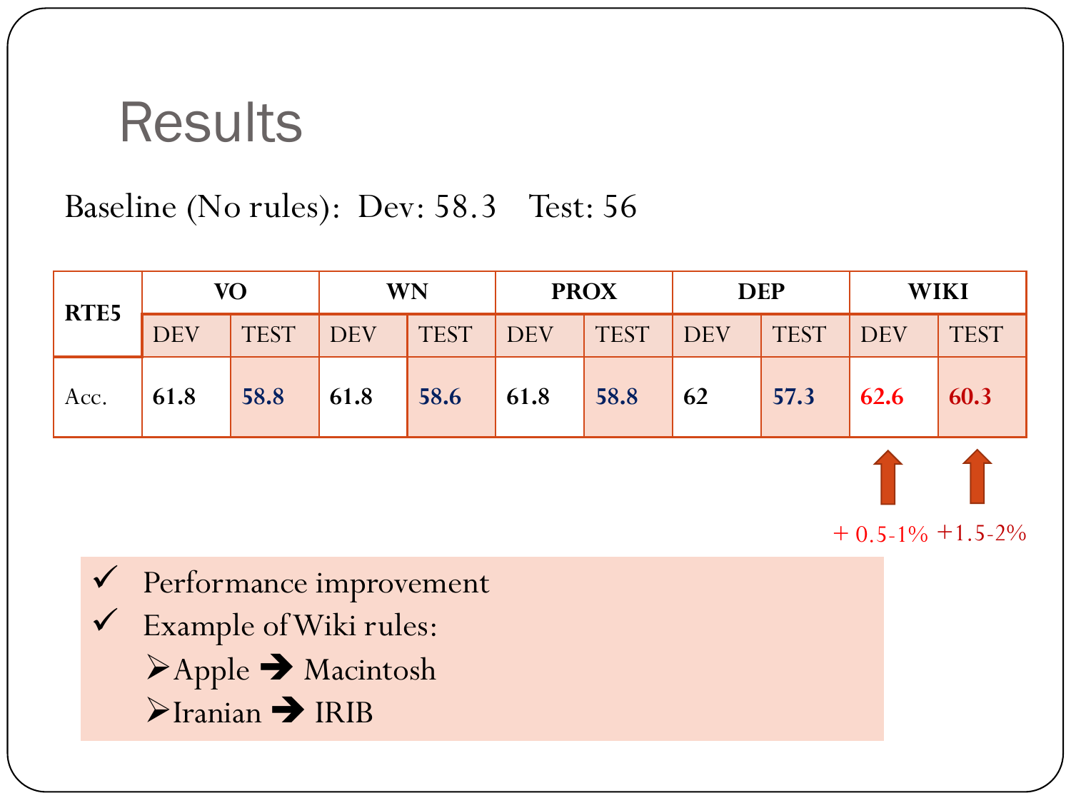# Results

Baseline (No rules): Dev: 58.3 Test: 56

| RTE5 | VO | | WN | | PROX | | DEP | | WIKI | |
|---|---|---|---|---|---|---|---|---|---|---|
| | DEV | TEST | DEV | TEST | DEV | TEST | DEV | TEST | DEV | TEST |
| Acc. | 61.8 | 58.8 | 61.8 | 58.6 | 61.8 | 58.8 | 62 | 57.3 | 62.6 | 60.3 |

+ 0.5-1% +1.5-2%

- ✓ Performance improvement
- ✓ Example of Wiki rules:
  - ➢Apple ➔ Macintosh
  - ➢Iranian ➔ IRIB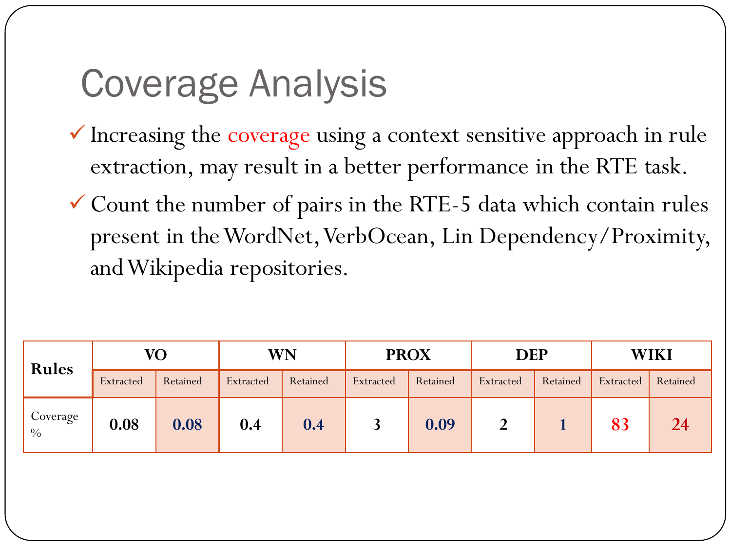# Coverage Analysis

- ✓ Increasing the coverage using a context sensitive approach in rule extraction, may result in a better performance in the RTE task.
- ✓ Count the number of pairs in the RTE-5 data which contain rules present in the WordNet, VerbOcean, Lin Dependency/Proximity, and Wikipedia repositories.

| Rules | VO | | WN | | PROX | | DEP | | WIKI | |
|---|---|---|---|---|---|---|---|---|---|---|
| | Extracted | Retained | Extracted | Retained | Extracted | Retained | Extracted | Retained | Extracted | Retained |
| Coverage % | **0.08** | **0.08** | **0.4** | **0.4** | **3** | **0.09** | **2** | **1** | **83** | **24** |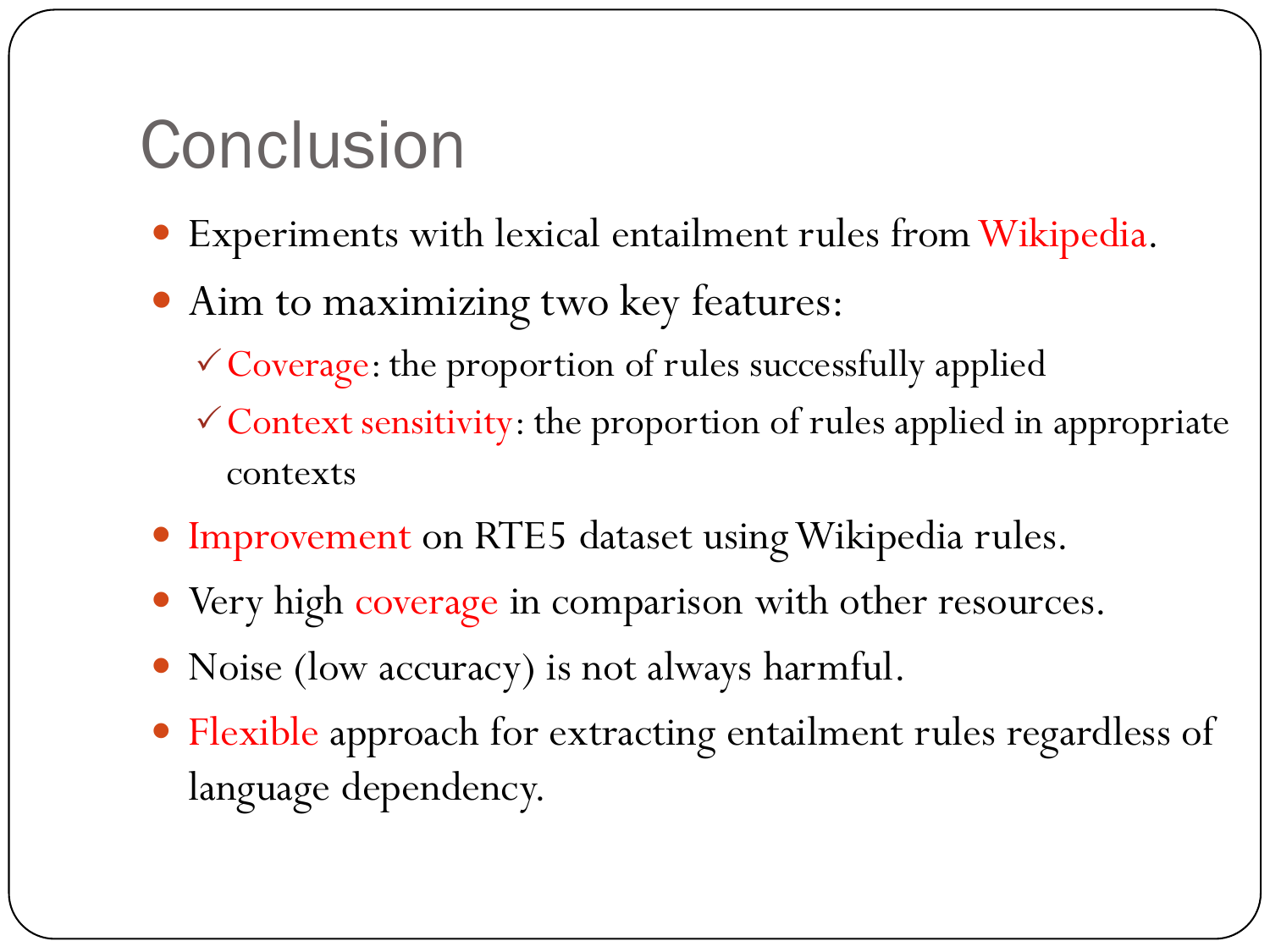# Conclusion

- Experiments with lexical entailment rules from Wikipedia.
- Aim to maximizing two key features:
  - ✓ Coverage: the proportion of rules successfully applied
  - ✓ Context sensitivity: the proportion of rules applied in appropriate contexts
- Improvement on RTE5 dataset using Wikipedia rules.
- Very high coverage in comparison with other resources.
- Noise (low accuracy) is not always harmful.
- Flexible approach for extracting entailment rules regardless of language dependency.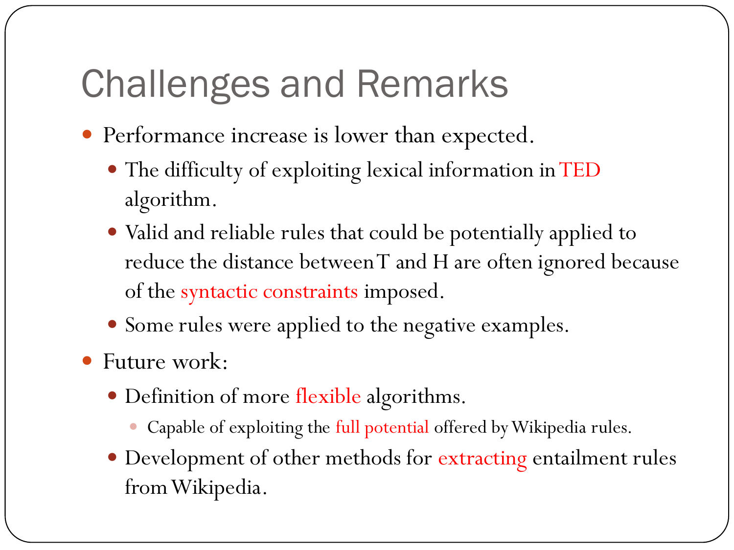# Challenges and Remarks

- Performance increase is lower than expected.
  - The difficulty of exploiting lexical information in TED algorithm.
  - Valid and reliable rules that could be potentially applied to reduce the distance between T and H are often ignored because of the syntactic constraints imposed.
  - Some rules were applied to the negative examples.
- Future work:
  - Definition of more flexible algorithms.
    - Capable of exploiting the full potential offered by Wikipedia rules.
  - Development of other methods for extracting entailment rules from Wikipedia.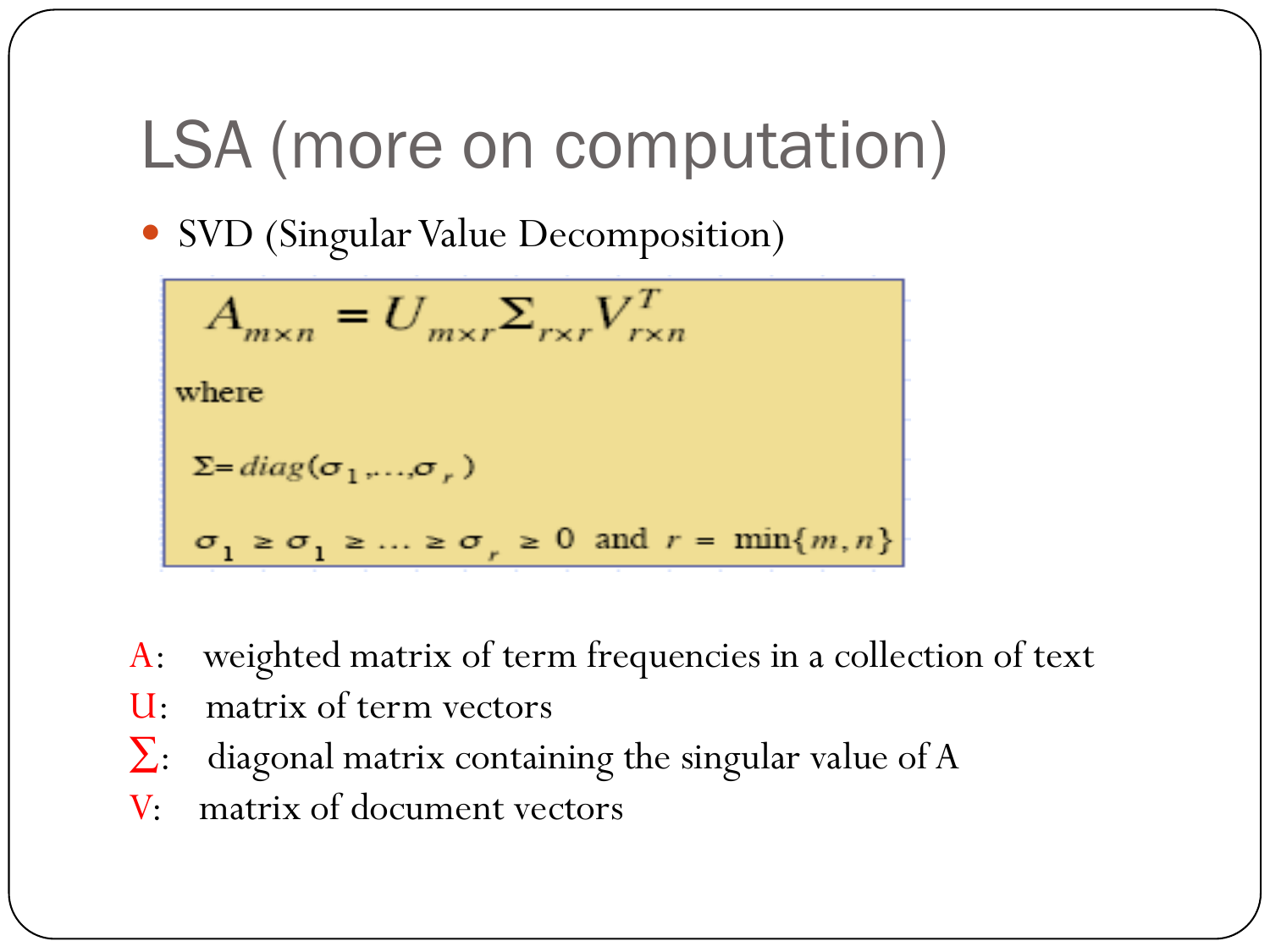# LSA (more on computation)

- SVD (Singular Value Decomposition)

$$A_{m \times n} = U_{m \times r} \Sigma_{r \times r} V_{r \times n}^{T}$$

where

$$\Sigma = diag(\sigma_1, \ldots, \sigma_r)$$

$$\sigma_1 \geq \sigma_1 \geq \ldots \geq \sigma_r \geq 0 \text{ and } r = \min\{m, n\}$$

A: weighted matrix of term frequencies in a collection of text

U: matrix of term vectors

∑: diagonal matrix containing the singular value of A

V: matrix of document vectors